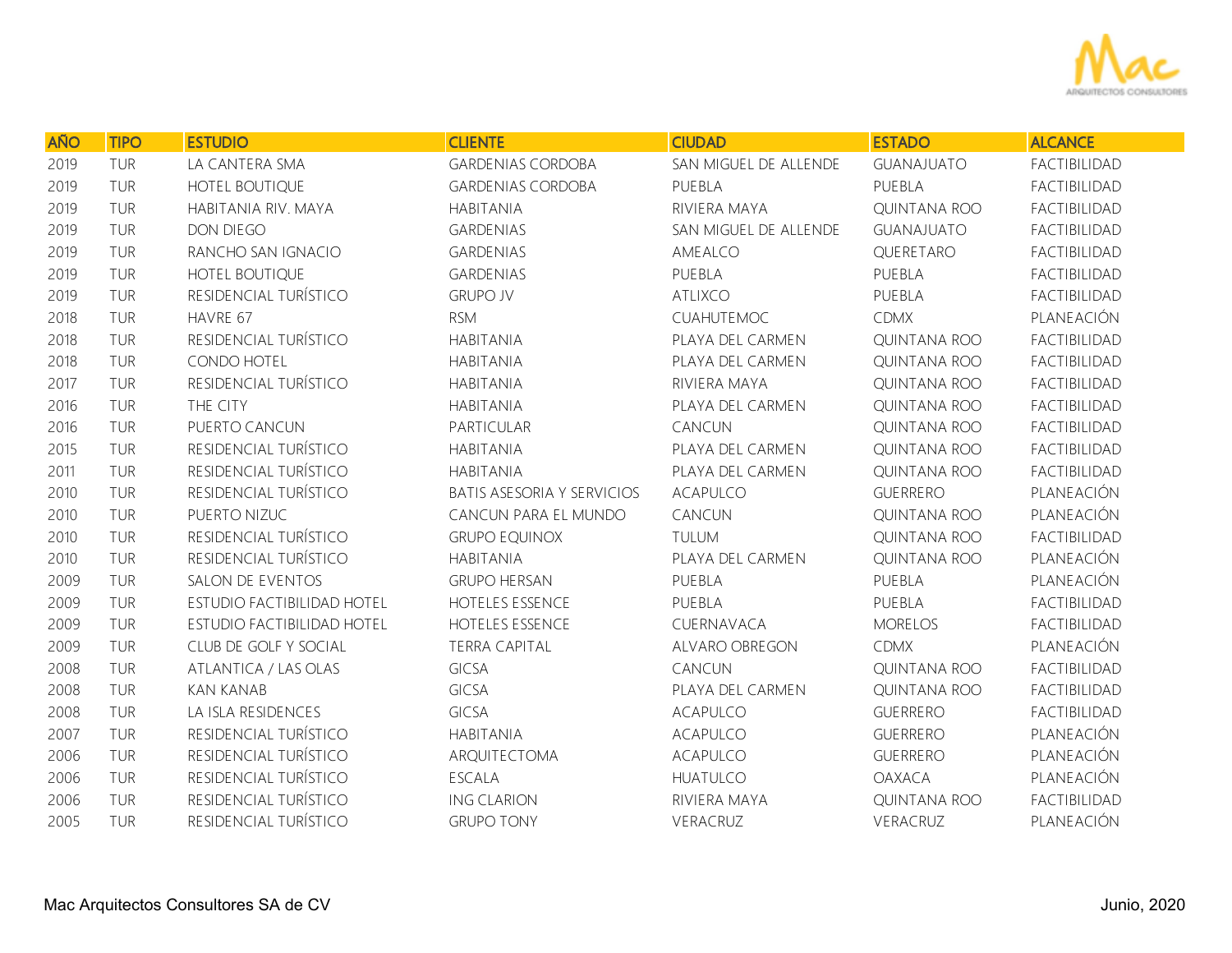| AÑO | TIPO | ESTUDIO | CLIENTE | CIUDAD | ESTADO | ALCANCE |
|---|---|---|---|---|---|---|
| 2019 | TUR | LA CANTERA SMA | GARDENIAS CORDOBA | SAN MIGUEL DE ALLENDE | GUANAJUATO | FACTIBILIDAD |
| 2019 | TUR | HOTEL BOUTIQUE | GARDENIAS CORDOBA | PUEBLA | PUEBLA | FACTIBILIDAD |
| 2019 | TUR | HABITANIA RIV. MAYA | HABITANIA | RIVIERA MAYA | QUINTANA ROO | FACTIBILIDAD |
| 2019 | TUR | DON DIEGO | GARDENIAS | SAN MIGUEL DE ALLENDE | GUANAJUATO | FACTIBILIDAD |
| 2019 | TUR | RANCHO SAN IGNACIO | GARDENIAS | AMEALCO | QUERETARO | FACTIBILIDAD |
| 2019 | TUR | HOTEL BOUTIQUE | GARDENIAS | PUEBLA | PUEBLA | FACTIBILIDAD |
| 2019 | TUR | RESIDENCIAL TURÍSTICO | GRUPO JV | ATLIXCO | PUEBLA | FACTIBILIDAD |
| 2018 | TUR | HAVRE 67 | RSM | CUAHUTEMOC | CDMX | PLANEACIÓN |
| 2018 | TUR | RESIDENCIAL TURÍSTICO | HABITANIA | PLAYA DEL CARMEN | QUINTANA ROO | FACTIBILIDAD |
| 2018 | TUR | CONDO HOTEL | HABITANIA | PLAYA DEL CARMEN | QUINTANA ROO | FACTIBILIDAD |
| 2017 | TUR | RESIDENCIAL TURÍSTICO | HABITANIA | RIVIERA MAYA | QUINTANA ROO | FACTIBILIDAD |
| 2016 | TUR | THE CITY | HABITANIA | PLAYA DEL CARMEN | QUINTANA ROO | FACTIBILIDAD |
| 2016 | TUR | PUERTO CANCUN | PARTICULAR | CANCUN | QUINTANA ROO | FACTIBILIDAD |
| 2015 | TUR | RESIDENCIAL TURÍSTICO | HABITANIA | PLAYA DEL CARMEN | QUINTANA ROO | FACTIBILIDAD |
| 2011 | TUR | RESIDENCIAL TURÍSTICO | HABITANIA | PLAYA DEL CARMEN | QUINTANA ROO | FACTIBILIDAD |
| 2010 | TUR | RESIDENCIAL TURÍSTICO | BATIS ASESORIA Y SERVICIOS | ACAPULCO | GUERRERO | PLANEACIÓN |
| 2010 | TUR | PUERTO NIZUC | CANCUN PARA EL MUNDO | CANCUN | QUINTANA ROO | PLANEACIÓN |
| 2010 | TUR | RESIDENCIAL TURÍSTICO | GRUPO EQUINOX | TULUM | QUINTANA ROO | FACTIBILIDAD |
| 2010 | TUR | RESIDENCIAL TURÍSTICO | HABITANIA | PLAYA DEL CARMEN | QUINTANA ROO | PLANEACIÓN |
| 2009 | TUR | SALON DE EVENTOS | GRUPO HERSAN | PUEBLA | PUEBLA | PLANEACIÓN |
| 2009 | TUR | ESTUDIO FACTIBILIDAD HOTEL | HOTELES ESSENCE | PUEBLA | PUEBLA | FACTIBILIDAD |
| 2009 | TUR | ESTUDIO FACTIBILIDAD HOTEL | HOTELES ESSENCE | CUERNAVACA | MORELOS | FACTIBILIDAD |
| 2009 | TUR | CLUB DE GOLF Y SOCIAL | TERRA CAPITAL | ALVARO OBREGON | CDMX | PLANEACIÓN |
| 2008 | TUR | ATLANTICA / LAS OLAS | GICSA | CANCUN | QUINTANA ROO | FACTIBILIDAD |
| 2008 | TUR | KAN KANAB | GICSA | PLAYA DEL CARMEN | QUINTANA ROO | FACTIBILIDAD |
| 2008 | TUR | LA ISLA RESIDENCES | GICSA | ACAPULCO | GUERRERO | FACTIBILIDAD |
| 2007 | TUR | RESIDENCIAL TURÍSTICO | HABITANIA | ACAPULCO | GUERRERO | PLANEACIÓN |
| 2006 | TUR | RESIDENCIAL TURÍSTICO | ARQUITECTOMA | ACAPULCO | GUERRERO | PLANEACIÓN |
| 2006 | TUR | RESIDENCIAL TURÍSTICO | ESCALA | HUATULCO | OAXACA | PLANEACIÓN |
| 2006 | TUR | RESIDENCIAL TURÍSTICO | ING CLARION | RIVIERA MAYA | QUINTANA ROO | FACTIBILIDAD |
| 2005 | TUR | RESIDENCIAL TURÍSTICO | GRUPO TONY | VERACRUZ | VERACRUZ | PLANEACIÓN |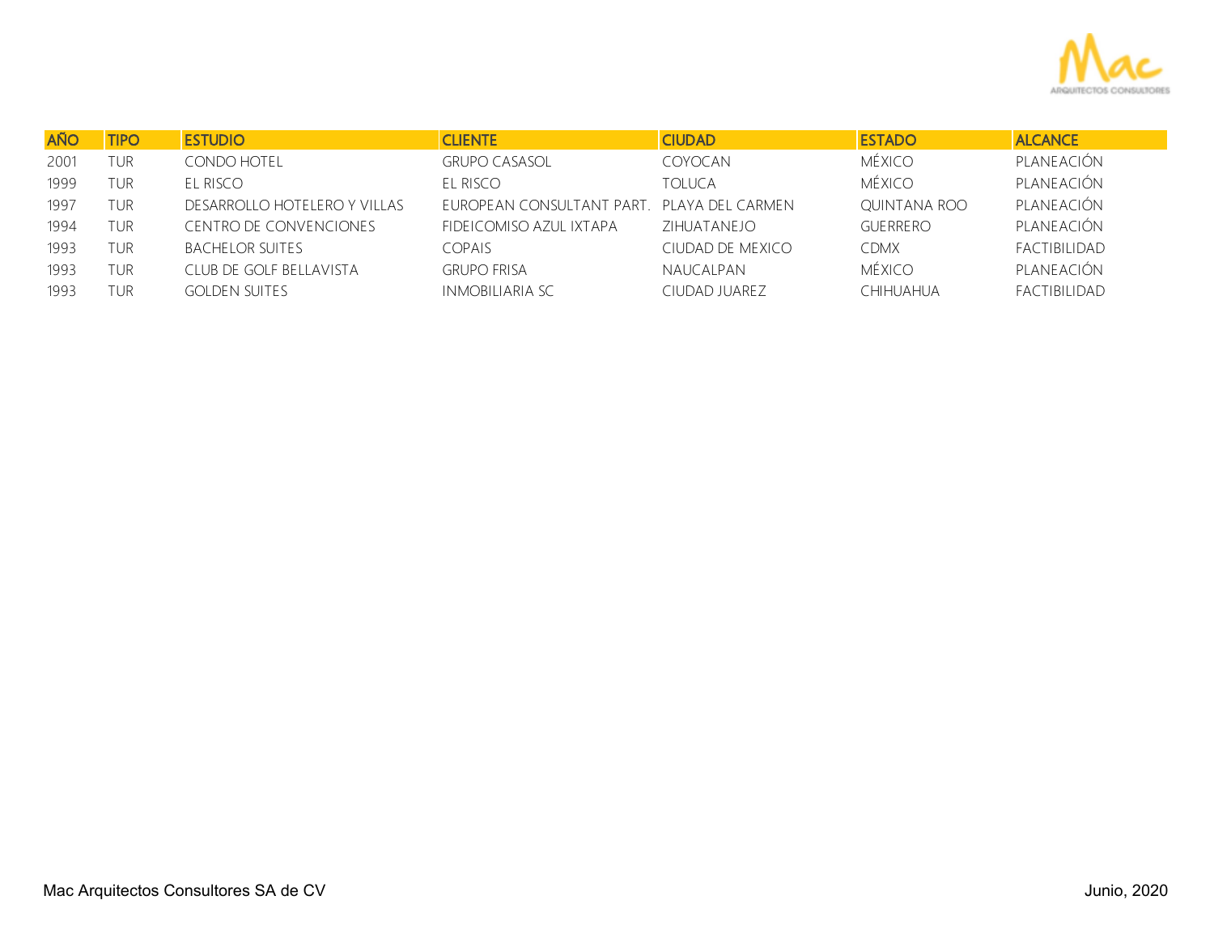| AÑO | TIPO | ESTUDIO | CLIENTE | CIUDAD | ESTADO | ALCANCE |
|---|---|---|---|---|---|---|
| 2001 | TUR | CONDO HOTEL | GRUPO CASASOL | COYOCAN | MÉXICO | PLANEACIÓN |
| 1999 | TUR | EL RISCO | EL RISCO | TOLUCA | MÉXICO | PLANEACIÓN |
| 1997 | TUR | DESARROLLO HOTELERO Y VILLAS | EUROPEAN CONSULTANT PART. | PLAYA DEL CARMEN | QUINTANA ROO | PLANEACIÓN |
| 1994 | TUR | CENTRO DE CONVENCIONES | FIDEICOMISO AZUL IXTAPA | ZIHUATANEJO | GUERRERO | PLANEACIÓN |
| 1993 | TUR | BACHELOR SUITES | COPAIS | CIUDAD DE MEXICO | CDMX | FACTIBILIDAD |
| 1993 | TUR | CLUB DE GOLF BELLAVISTA | GRUPO FRISA | NAUCALPAN | MÉXICO | PLANEACIÓN |
| 1993 | TUR | GOLDEN SUITES | INMOBILIARIA SC | CIUDAD JUAREZ | CHIHUAHUA | FACTIBILIDAD |